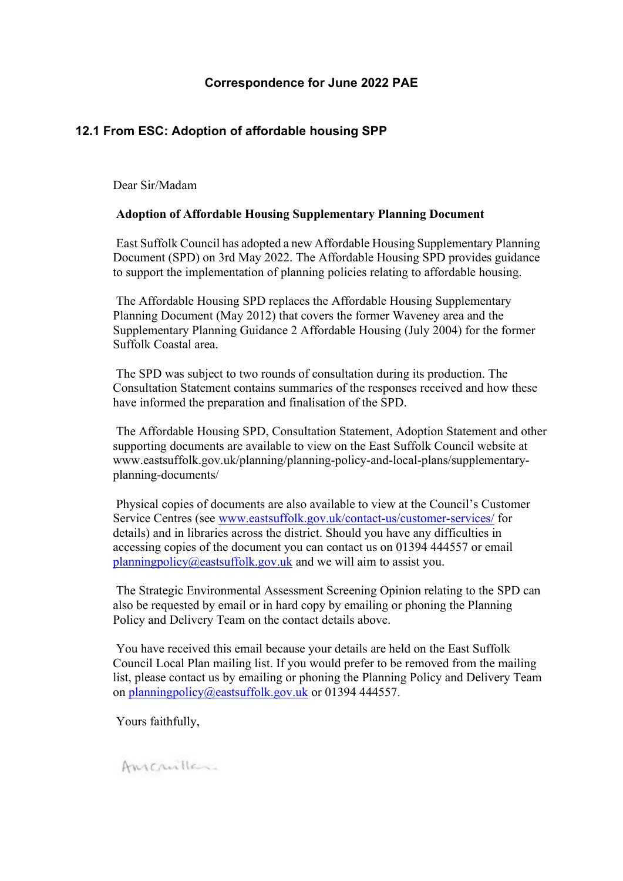# Correspondence for June 2022 PAE

## 12.1 From ESC: Adoption of affordable housing SPP

Dear Sir/Madam

**Adoption of Affordable Housing Supplementary Planning Document**

East Suffolk Council has adopted a new Affordable Housing Supplementary Planning Document (SPD) on 3rd May 2022. The Affordable Housing SPD provides guidance to support the implementation of planning policies relating to affordable housing.

The Affordable Housing SPD replaces the Affordable Housing Supplementary Planning Document (May 2012) that covers the former Waveney area and the Supplementary Planning Guidance 2 Affordable Housing (July 2004) for the former Suffolk Coastal area.

The SPD was subject to two rounds of consultation during its production. The Consultation Statement contains summaries of the responses received and how these have informed the preparation and finalisation of the SPD.

The Affordable Housing SPD, Consultation Statement, Adoption Statement and other supporting documents are available to view on the East Suffolk Council website at www.eastsuffolk.gov.uk/planning/planning-policy-and-local-plans/supplementary-planning-documents/

Physical copies of documents are also available to view at the Council's Customer Service Centres (see www.eastsuffolk.gov.uk/contact-us/customer-services/ for details) and in libraries across the district. Should you have any difficulties in accessing copies of the document you can contact us on 01394 444557 or email planningpolicy@eastsuffolk.gov.uk and we will aim to assist you.

The Strategic Environmental Assessment Screening Opinion relating to the SPD can also be requested by email or in hard copy by emailing or phoning the Planning Policy and Delivery Team on the contact details above.

You have received this email because your details are held on the East Suffolk Council Local Plan mailing list. If you would prefer to be removed from the mailing list, please contact us by emailing or phoning the Planning Policy and Delivery Team on planningpolicy@eastsuffolk.gov.uk or 01394 444557.

Yours faithfully,

AMcMillan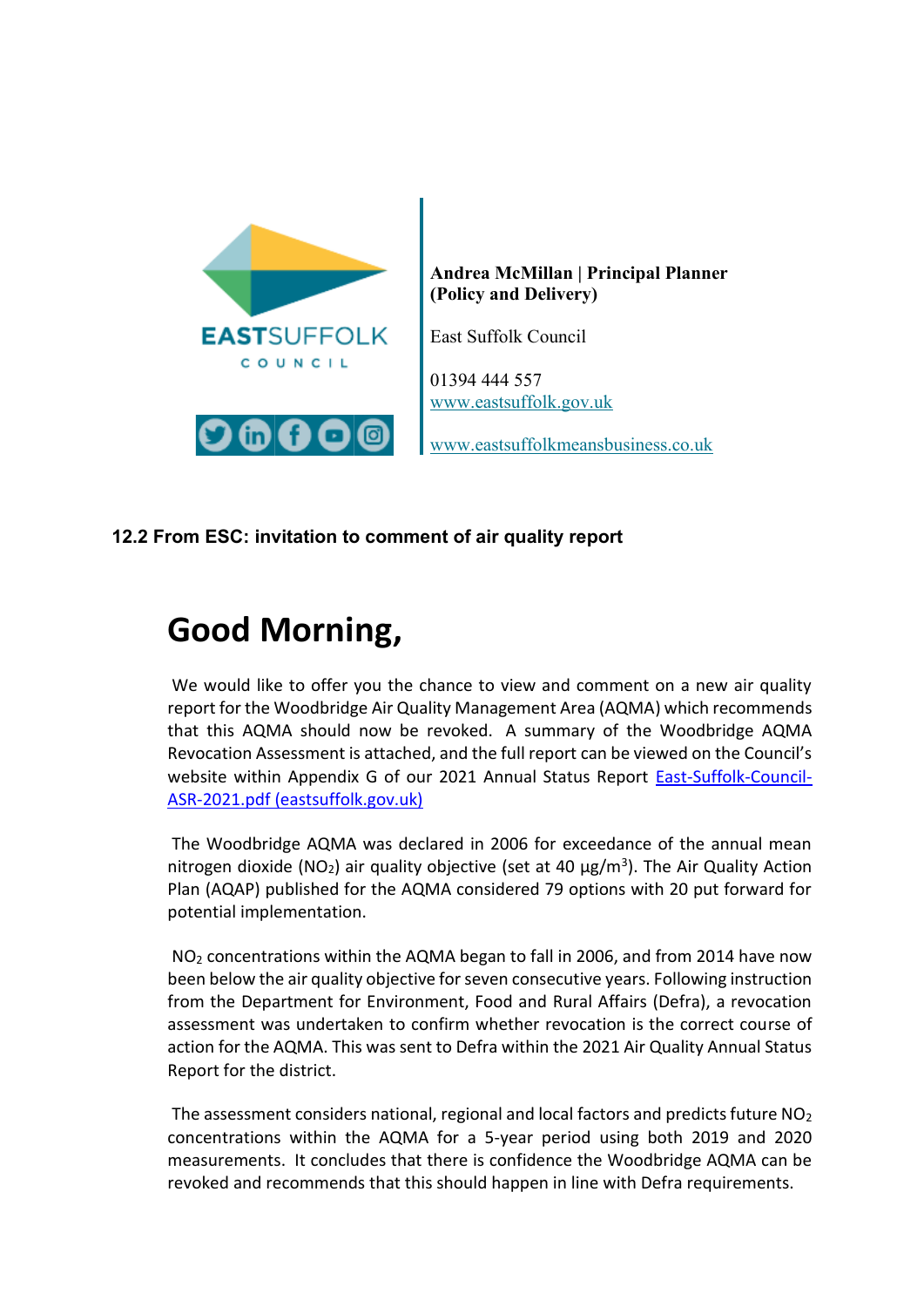**Andrea McMillan | Principal Planner (Policy and Delivery)**

East Suffolk Council

01394 444 557
[www.eastsuffolk.gov.uk](www.eastsuffolk.gov.uk)

[www.eastsuffolkmeansbusiness.co.uk](www.eastsuffolkmeansbusiness.co.uk)

**12.2 From ESC: invitation to comment of air quality report**

# Good Morning,

We would like to offer you the chance to view and comment on a new air quality report for the Woodbridge Air Quality Management Area (AQMA) which recommends that this AQMA should now be revoked. A summary of the Woodbridge AQMA Revocation Assessment is attached, and the full report can be viewed on the Council's website within Appendix G of our 2021 Annual Status Report [East-Suffolk-Council-ASR-2021.pdf (eastsuffolk.gov.uk)]

The Woodbridge AQMA was declared in 2006 for exceedance of the annual mean nitrogen dioxide ($NO_2$) air quality objective (set at 40 µg/m$^3$). The Air Quality Action Plan (AQAP) published for the AQMA considered 79 options with 20 put forward for potential implementation.

$NO_2$ concentrations within the AQMA began to fall in 2006, and from 2014 have now been below the air quality objective for seven consecutive years. Following instruction from the Department for Environment, Food and Rural Affairs (Defra), a revocation assessment was undertaken to confirm whether revocation is the correct course of action for the AQMA. This was sent to Defra within the 2021 Air Quality Annual Status Report for the district.

The assessment considers national, regional and local factors and predicts future $NO_2$ concentrations within the AQMA for a 5-year period using both 2019 and 2020 measurements. It concludes that there is confidence the Woodbridge AQMA can be revoked and recommends that this should happen in line with Defra requirements.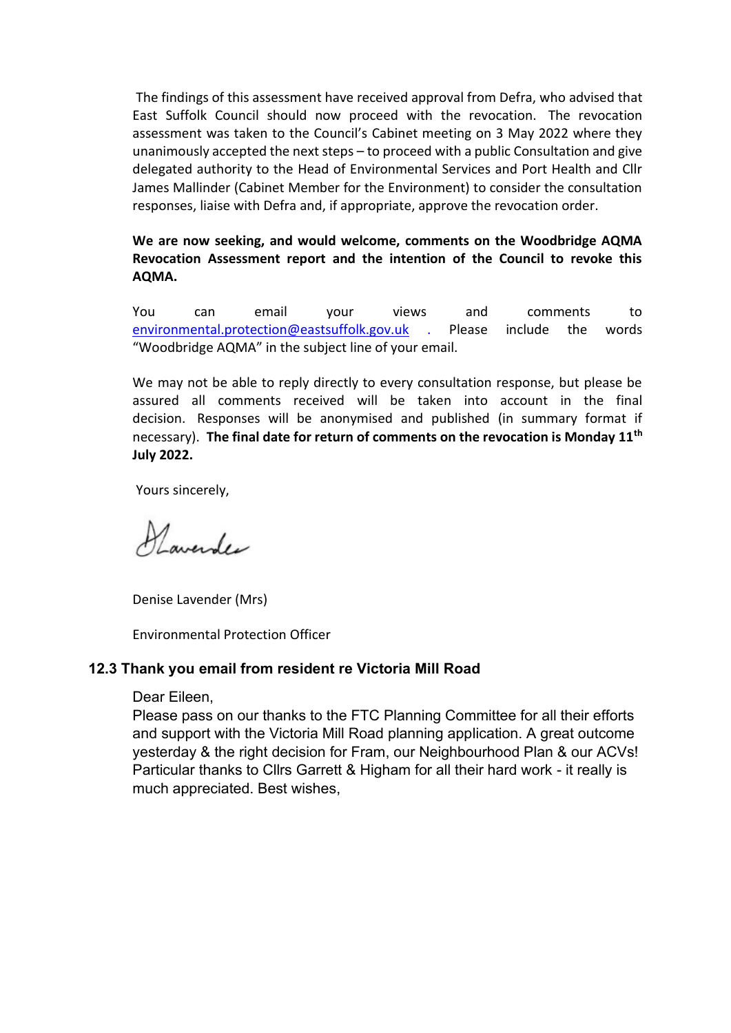The findings of this assessment have received approval from Defra, who advised that East Suffolk Council should now proceed with the revocation. The revocation assessment was taken to the Council's Cabinet meeting on 3 May 2022 where they unanimously accepted the next steps – to proceed with a public Consultation and give delegated authority to the Head of Environmental Services and Port Health and Cllr James Mallinder (Cabinet Member for the Environment) to consider the consultation responses, liaise with Defra and, if appropriate, approve the revocation order.

**We are now seeking, and would welcome, comments on the Woodbridge AQMA Revocation Assessment report and the intention of the Council to revoke this AQMA.**

You can email your views and comments to environmental.protection@eastsuffolk.gov.uk . Please include the words "Woodbridge AQMA" in the subject line of your email.

We may not be able to reply directly to every consultation response, but please be assured all comments received will be taken into account in the final decision. Responses will be anonymised and published (in summary format if necessary). **The final date for return of comments on the revocation is Monday 11th July 2022.**

Yours sincerely,

Denise Lavender (Mrs)

Environmental Protection Officer

### 12.3 Thank you email from resident re Victoria Mill Road

Dear Eileen,
Please pass on our thanks to the FTC Planning Committee for all their efforts and support with the Victoria Mill Road planning application. A great outcome yesterday & the right decision for Fram, our Neighbourhood Plan & our ACVs! Particular thanks to Cllrs Garrett & Higham for all their hard work - it really is much appreciated. Best wishes,